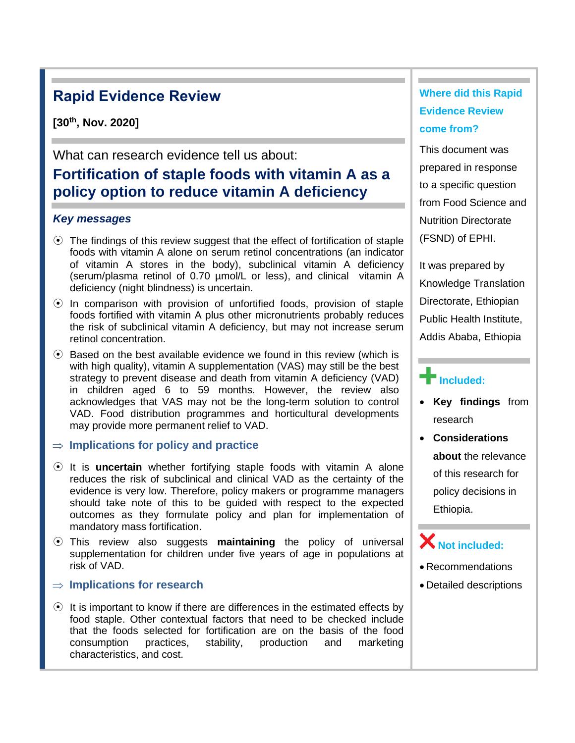# Rapid Evidence Review

**[30th, Nov. 2020]**

What can research evidence tell us about:

## Fortification of staple foods with vitamin A as a policy option to reduce vitamin A deficiency

### *Key messages*

- The findings of this review suggest that the effect of fortification of staple foods with vitamin A alone on serum retinol concentrations (an indicator of vitamin A stores in the body), subclinical vitamin A deficiency (serum/plasma retinol of 0.70 µmol/L or less), and clinical vitamin A deficiency (night blindness) is uncertain.
- In comparison with provision of unfortified foods, provision of staple foods fortified with vitamin A plus other micronutrients probably reduces the risk of subclinical vitamin A deficiency, but may not increase serum retinol concentration.
- Based on the best available evidence we found in this review (which is with high quality), vitamin A supplementation (VAS) may still be the best strategy to prevent disease and death from vitamin A deficiency (VAD) in children aged 6 to 59 months. However, the review also acknowledges that VAS may not be the long-term solution to control VAD. Food distribution programmes and horticultural developments may provide more permanent relief to VAD.

### ⇒ Implications for policy and practice

- It is **uncertain** whether fortifying staple foods with vitamin A alone reduces the risk of subclinical and clinical VAD as the certainty of the evidence is very low. Therefore, policy makers or programme managers should take note of this to be guided with respect to the expected outcomes as they formulate policy and plan for implementation of mandatory mass fortification.
- This review also suggests **maintaining** the policy of universal supplementation for children under five years of age in populations at risk of VAD.

### ⇒ Implications for research

- It is important to know if there are differences in the estimated effects by food staple. Other contextual factors that need to be checked include that the foods selected for fortification are on the basis of the food consumption practices, stability, production and marketing characteristics, and cost.

### Where did this Rapid Evidence Review come from?

This document was prepared in response to a specific question from Food Science and Nutrition Directorate (FSND) of EPHI.

It was prepared by Knowledge Translation Directorate, Ethiopian Public Health Institute, Addis Ababa, Ethiopia

### Included:

- **Key findings** from research
- **Considerations about** the relevance of this research for policy decisions in Ethiopia.

### Not included:

- Recommendations
- Detailed descriptions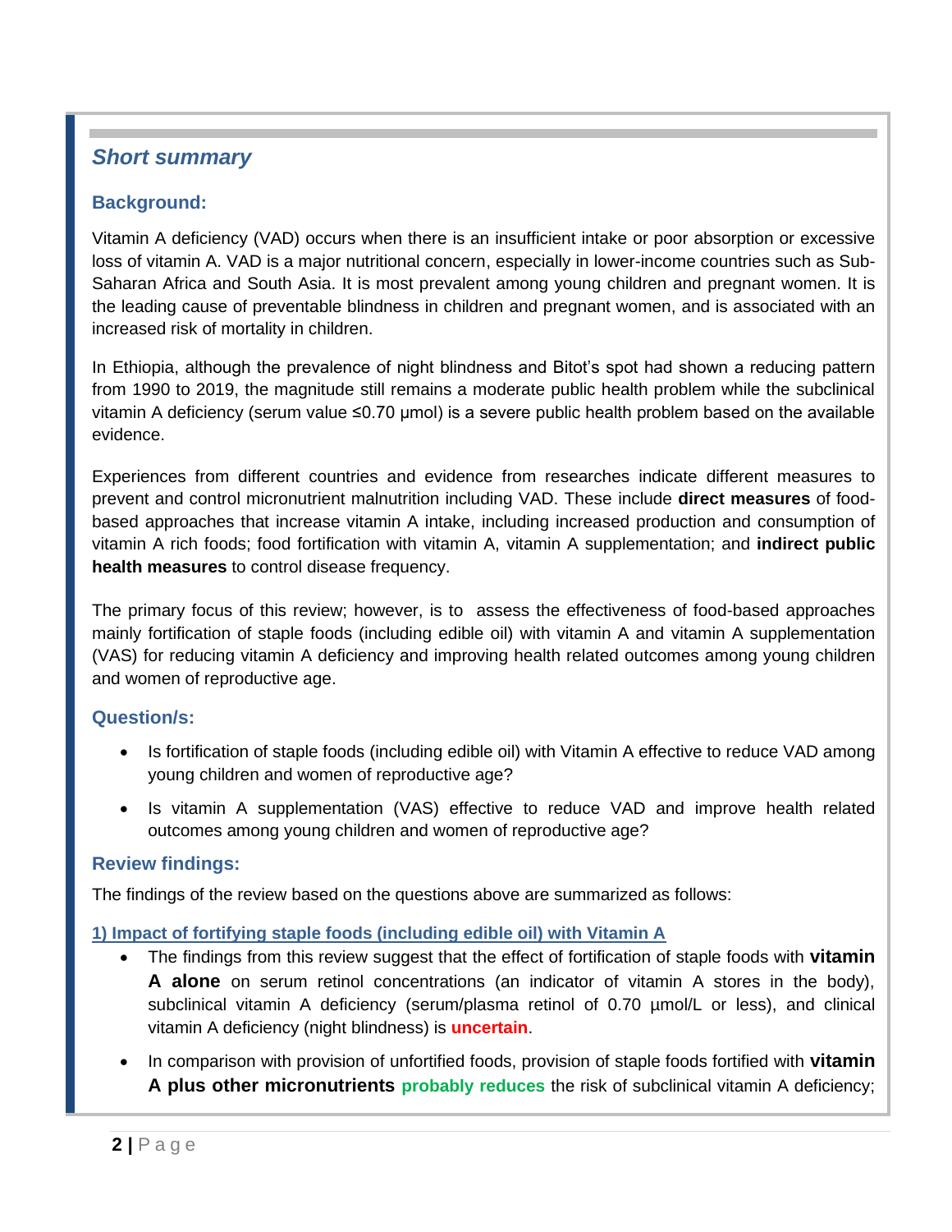## *Short summary*

### Background:

Vitamin A deficiency (VAD) occurs when there is an insufficient intake or poor absorption or excessive loss of vitamin A. VAD is a major nutritional concern, especially in lower-income countries such as Sub-Saharan Africa and South Asia. It is most prevalent among young children and pregnant women. It is the leading cause of preventable blindness in children and pregnant women, and is associated with an increased risk of mortality in children.

In Ethiopia, although the prevalence of night blindness and Bitot's spot had shown a reducing pattern from 1990 to 2019, the magnitude still remains a moderate public health problem while the subclinical vitamin A deficiency (serum value ≤0.70 µmol) is a severe public health problem based on the available evidence.

Experiences from different countries and evidence from researches indicate different measures to prevent and control micronutrient malnutrition including VAD. These include **direct measures** of food-based approaches that increase vitamin A intake, including increased production and consumption of vitamin A rich foods; food fortification with vitamin A, vitamin A supplementation; and **indirect public health measures** to control disease frequency.

The primary focus of this review; however, is to assess the effectiveness of food-based approaches mainly fortification of staple foods (including edible oil) with vitamin A and vitamin A supplementation (VAS) for reducing vitamin A deficiency and improving health related outcomes among young children and women of reproductive age.

### Question/s:

- Is fortification of staple foods (including edible oil) with Vitamin A effective to reduce VAD among young children and women of reproductive age?
- Is vitamin A supplementation (VAS) effective to reduce VAD and improve health related outcomes among young children and women of reproductive age?

### Review findings:

The findings of the review based on the questions above are summarized as follows:

**1) Impact of fortifying staple foods (including edible oil) with Vitamin A**

- The findings from this review suggest that the effect of fortification of staple foods with **vitamin A alone** on serum retinol concentrations (an indicator of vitamin A stores in the body), subclinical vitamin A deficiency (serum/plasma retinol of 0.70 µmol/L or less), and clinical vitamin A deficiency (night blindness) is **uncertain**.
- In comparison with provision of unfortified foods, provision of staple foods fortified with **vitamin A plus other micronutrients** **probably reduces** the risk of subclinical vitamin A deficiency;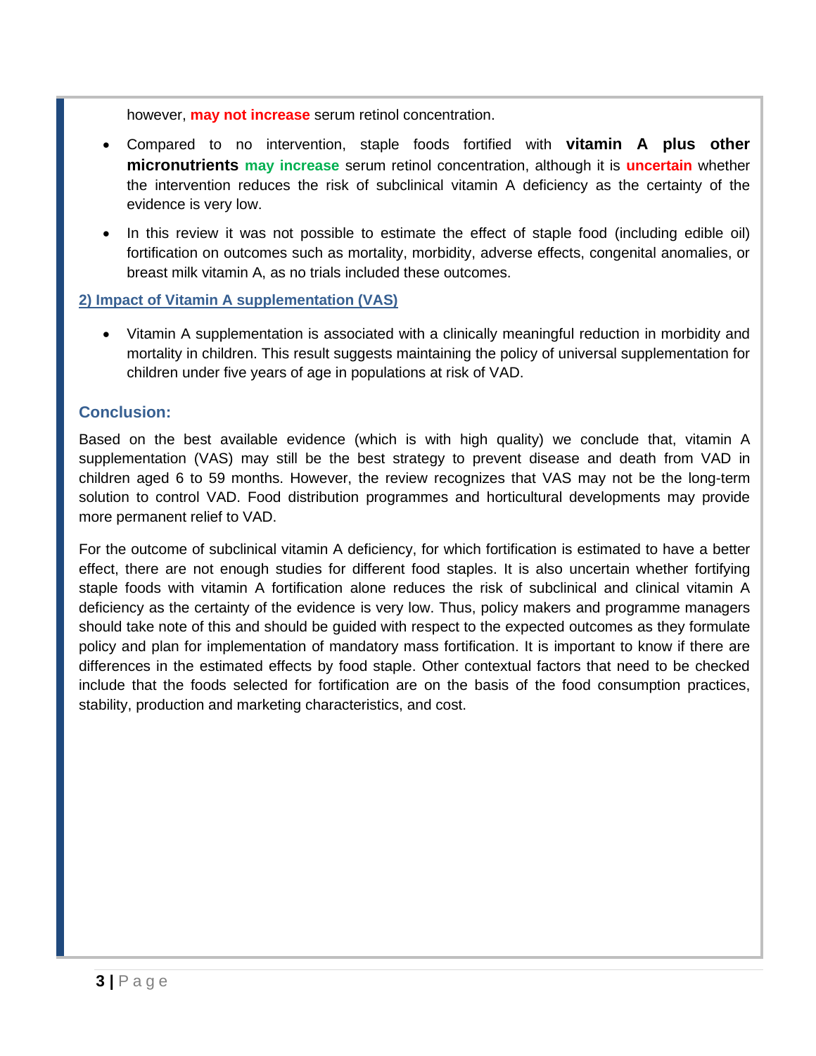however, **may not increase** serum retinol concentration.

- Compared to no intervention, staple foods fortified with **vitamin A plus other micronutrients** **may increase** serum retinol concentration, although it is **uncertain** whether the intervention reduces the risk of subclinical vitamin A deficiency as the certainty of the evidence is very low.
- In this review it was not possible to estimate the effect of staple food (including edible oil) fortification on outcomes such as mortality, morbidity, adverse effects, congenital anomalies, or breast milk vitamin A, as no trials included these outcomes.

### 2) Impact of Vitamin A supplementation (VAS)

- Vitamin A supplementation is associated with a clinically meaningful reduction in morbidity and mortality in children. This result suggests maintaining the policy of universal supplementation for children under five years of age in populations at risk of VAD.

## Conclusion:

Based on the best available evidence (which is with high quality) we conclude that, vitamin A supplementation (VAS) may still be the best strategy to prevent disease and death from VAD in children aged 6 to 59 months. However, the review recognizes that VAS may not be the long-term solution to control VAD. Food distribution programmes and horticultural developments may provide more permanent relief to VAD.

For the outcome of subclinical vitamin A deficiency, for which fortification is estimated to have a better effect, there are not enough studies for different food staples. It is also uncertain whether fortifying staple foods with vitamin A fortification alone reduces the risk of subclinical and clinical vitamin A deficiency as the certainty of the evidence is very low. Thus, policy makers and programme managers should take note of this and should be guided with respect to the expected outcomes as they formulate policy and plan for implementation of mandatory mass fortification. It is important to know if there are differences in the estimated effects by food staple. Other contextual factors that need to be checked include that the foods selected for fortification are on the basis of the food consumption practices, stability, production and marketing characteristics, and cost.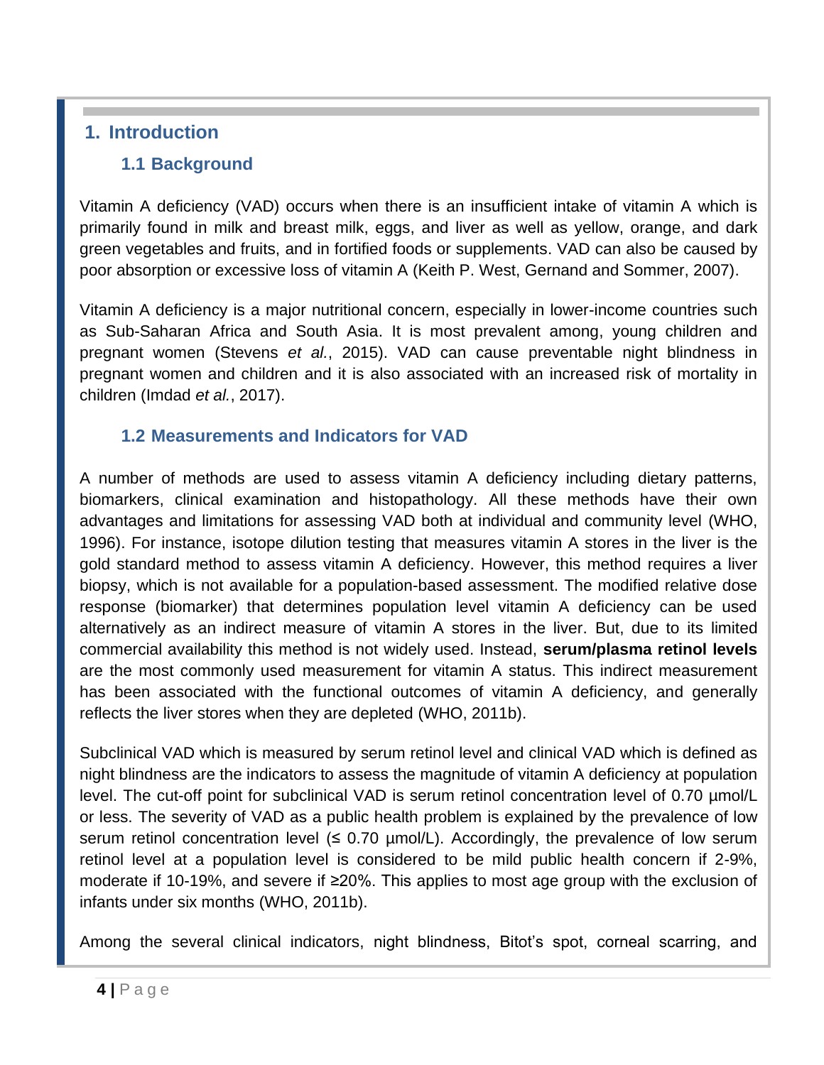# 1. Introduction

## 1.1 Background

Vitamin A deficiency (VAD) occurs when there is an insufficient intake of vitamin A which is primarily found in milk and breast milk, eggs, and liver as well as yellow, orange, and dark green vegetables and fruits, and in fortified foods or supplements. VAD can also be caused by poor absorption or excessive loss of vitamin A (Keith P. West, Gernand and Sommer, 2007).

Vitamin A deficiency is a major nutritional concern, especially in lower-income countries such as Sub-Saharan Africa and South Asia. It is most prevalent among, young children and pregnant women (Stevens *et al.*, 2015). VAD can cause preventable night blindness in pregnant women and children and it is also associated with an increased risk of mortality in children (Imdad *et al.*, 2017).

## 1.2 Measurements and Indicators for VAD

A number of methods are used to assess vitamin A deficiency including dietary patterns, biomarkers, clinical examination and histopathology. All these methods have their own advantages and limitations for assessing VAD both at individual and community level (WHO, 1996). For instance, isotope dilution testing that measures vitamin A stores in the liver is the gold standard method to assess vitamin A deficiency. However, this method requires a liver biopsy, which is not available for a population-based assessment. The modified relative dose response (biomarker) that determines population level vitamin A deficiency can be used alternatively as an indirect measure of vitamin A stores in the liver. But, due to its limited commercial availability this method is not widely used. Instead, **serum/plasma retinol levels** are the most commonly used measurement for vitamin A status. This indirect measurement has been associated with the functional outcomes of vitamin A deficiency, and generally reflects the liver stores when they are depleted (WHO, 2011b).

Subclinical VAD which is measured by serum retinol level and clinical VAD which is defined as night blindness are the indicators to assess the magnitude of vitamin A deficiency at population level. The cut-off point for subclinical VAD is serum retinol concentration level of 0.70 µmol/L or less. The severity of VAD as a public health problem is explained by the prevalence of low serum retinol concentration level (≤ 0.70 µmol/L). Accordingly, the prevalence of low serum retinol level at a population level is considered to be mild public health concern if 2-9%, moderate if 10-19%, and severe if ≥20%. This applies to most age group with the exclusion of infants under six months (WHO, 2011b).

Among the several clinical indicators, night blindness, Bitot's spot, corneal scarring, and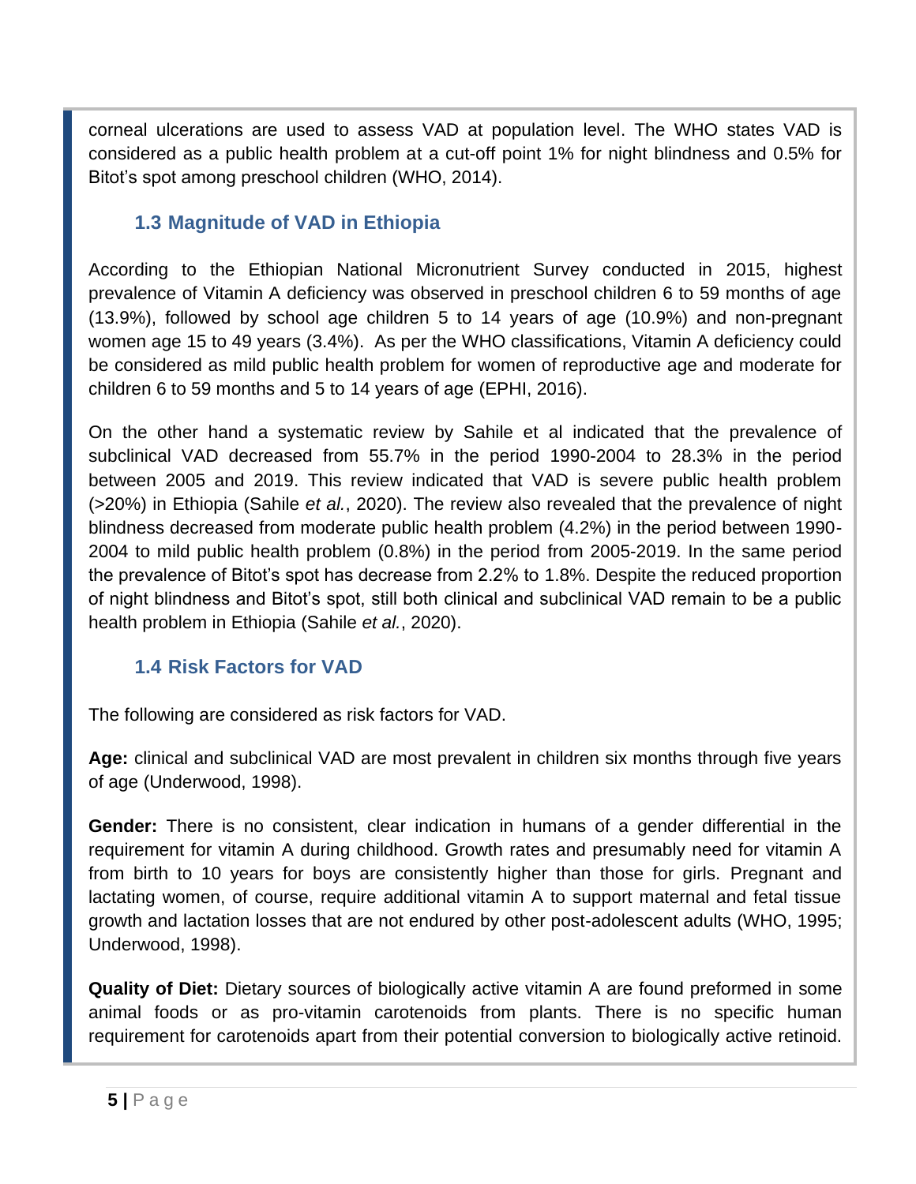corneal ulcerations are used to assess VAD at population level. The WHO states VAD is considered as a public health problem at a cut-off point 1% for night blindness and 0.5% for Bitot's spot among preschool children (WHO, 2014).

### 1.3 Magnitude of VAD in Ethiopia

According to the Ethiopian National Micronutrient Survey conducted in 2015, highest prevalence of Vitamin A deficiency was observed in preschool children 6 to 59 months of age (13.9%), followed by school age children 5 to 14 years of age (10.9%) and non-pregnant women age 15 to 49 years (3.4%). As per the WHO classifications, Vitamin A deficiency could be considered as mild public health problem for women of reproductive age and moderate for children 6 to 59 months and 5 to 14 years of age (EPHI, 2016).

On the other hand a systematic review by Sahile et al indicated that the prevalence of subclinical VAD decreased from 55.7% in the period 1990-2004 to 28.3% in the period between 2005 and 2019. This review indicated that VAD is severe public health problem (>20%) in Ethiopia (Sahile *et al.*, 2020). The review also revealed that the prevalence of night blindness decreased from moderate public health problem (4.2%) in the period between 1990-2004 to mild public health problem (0.8%) in the period from 2005-2019. In the same period the prevalence of Bitot's spot has decrease from 2.2% to 1.8%. Despite the reduced proportion of night blindness and Bitot's spot, still both clinical and subclinical VAD remain to be a public health problem in Ethiopia (Sahile *et al.*, 2020).

### 1.4 Risk Factors for VAD

The following are considered as risk factors for VAD.

**Age:** clinical and subclinical VAD are most prevalent in children six months through five years of age (Underwood, 1998).

**Gender:** There is no consistent, clear indication in humans of a gender differential in the requirement for vitamin A during childhood. Growth rates and presumably need for vitamin A from birth to 10 years for boys are consistently higher than those for girls. Pregnant and lactating women, of course, require additional vitamin A to support maternal and fetal tissue growth and lactation losses that are not endured by other post-adolescent adults (WHO, 1995; Underwood, 1998).

**Quality of Diet:** Dietary sources of biologically active vitamin A are found preformed in some animal foods or as pro-vitamin carotenoids from plants. There is no specific human requirement for carotenoids apart from their potential conversion to biologically active retinoid.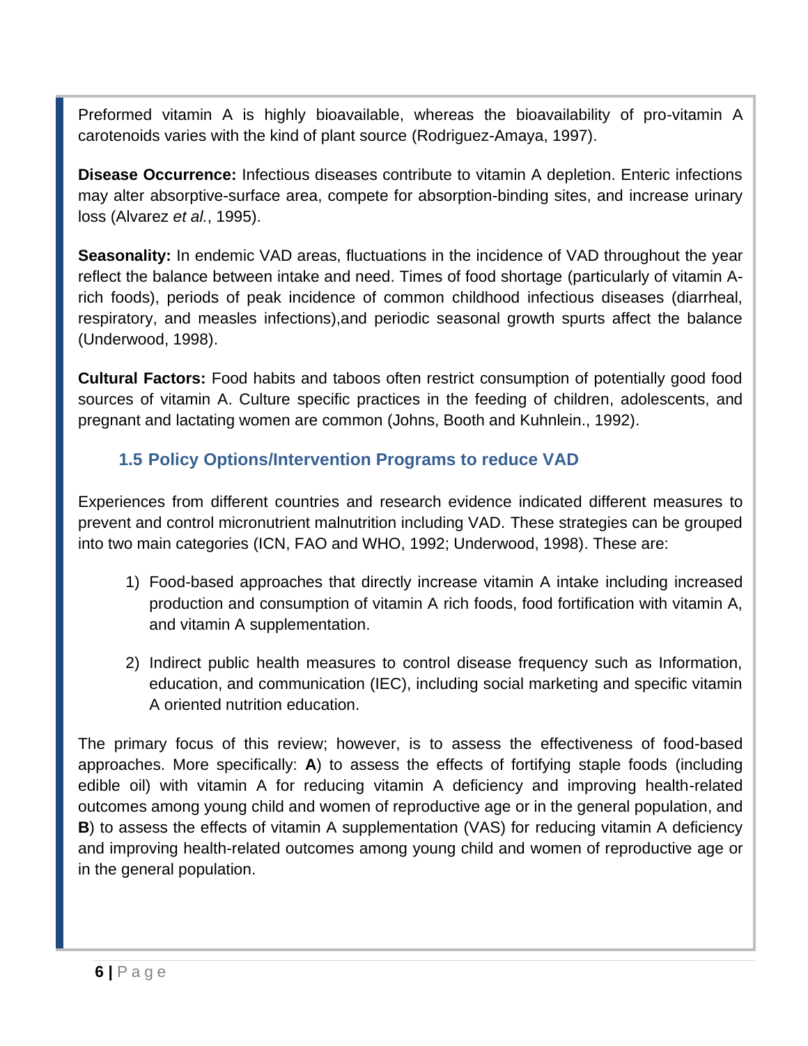Preformed vitamin A is highly bioavailable, whereas the bioavailability of pro-vitamin A carotenoids varies with the kind of plant source (Rodriguez-Amaya, 1997).

**Disease Occurrence:** Infectious diseases contribute to vitamin A depletion. Enteric infections may alter absorptive-surface area, compete for absorption-binding sites, and increase urinary loss (Alvarez *et al.*, 1995).

**Seasonality:** In endemic VAD areas, fluctuations in the incidence of VAD throughout the year reflect the balance between intake and need. Times of food shortage (particularly of vitamin A-rich foods), periods of peak incidence of common childhood infectious diseases (diarrheal, respiratory, and measles infections),and periodic seasonal growth spurts affect the balance (Underwood, 1998).

**Cultural Factors:** Food habits and taboos often restrict consumption of potentially good food sources of vitamin A. Culture specific practices in the feeding of children, adolescents, and pregnant and lactating women are common (Johns, Booth and Kuhnlein., 1992).

## 1.5 Policy Options/Intervention Programs to reduce VAD

Experiences from different countries and research evidence indicated different measures to prevent and control micronutrient malnutrition including VAD. These strategies can be grouped into two main categories (ICN, FAO and WHO, 1992; Underwood, 1998). These are:

1) Food-based approaches that directly increase vitamin A intake including increased production and consumption of vitamin A rich foods, food fortification with vitamin A, and vitamin A supplementation.
2) Indirect public health measures to control disease frequency such as Information, education, and communication (IEC), including social marketing and specific vitamin A oriented nutrition education.

The primary focus of this review; however, is to assess the effectiveness of food-based approaches. More specifically: **A**) to assess the effects of fortifying staple foods (including edible oil) with vitamin A for reducing vitamin A deficiency and improving health-related outcomes among young child and women of reproductive age or in the general population, and **B**) to assess the effects of vitamin A supplementation (VAS) for reducing vitamin A deficiency and improving health-related outcomes among young child and women of reproductive age or in the general population.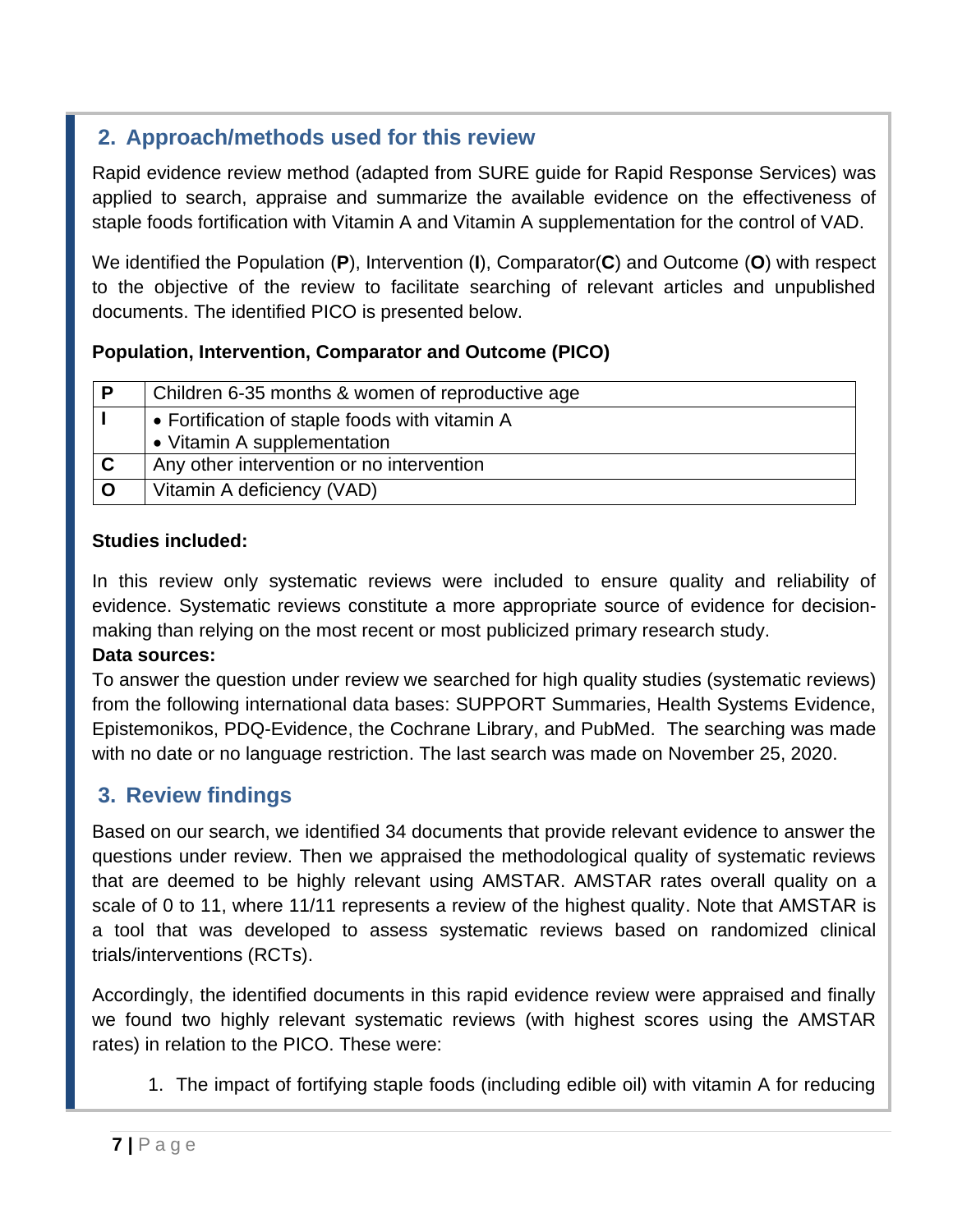## 2. Approach/methods used for this review

Rapid evidence review method (adapted from SURE guide for Rapid Response Services) was applied to search, appraise and summarize the available evidence on the effectiveness of staple foods fortification with Vitamin A and Vitamin A supplementation for the control of VAD.

We identified the Population (**P**), Intervention (**I**), Comparator(**C**) and Outcome (**O**) with respect to the objective of the review to facilitate searching of relevant articles and unpublished documents. The identified PICO is presented below.

**Population, Intervention, Comparator and Outcome (PICO)**

| | |
|---|---|
| **P** | Children 6-35 months & women of reproductive age |
| **I** | • Fortification of staple foods with vitamin A<br>• Vitamin A supplementation |
| **C** | Any other intervention or no intervention |
| **O** | Vitamin A deficiency (VAD) |

**Studies included:**

In this review only systematic reviews were included to ensure quality and reliability of evidence. Systematic reviews constitute a more appropriate source of evidence for decision-making than relying on the most recent or most publicized primary research study.

**Data sources:**

To answer the question under review we searched for high quality studies (systematic reviews) from the following international data bases: SUPPORT Summaries, Health Systems Evidence, Epistemonikos, PDQ-Evidence, the Cochrane Library, and PubMed. The searching was made with no date or no language restriction. The last search was made on November 25, 2020.

## 3. Review findings

Based on our search, we identified 34 documents that provide relevant evidence to answer the questions under review. Then we appraised the methodological quality of systematic reviews that are deemed to be highly relevant using AMSTAR. AMSTAR rates overall quality on a scale of 0 to 11, where 11/11 represents a review of the highest quality. Note that AMSTAR is a tool that was developed to assess systematic reviews based on randomized clinical trials/interventions (RCTs).

Accordingly, the identified documents in this rapid evidence review were appraised and finally we found two highly relevant systematic reviews (with highest scores using the AMSTAR rates) in relation to the PICO. These were:

1. The impact of fortifying staple foods (including edible oil) with vitamin A for reducing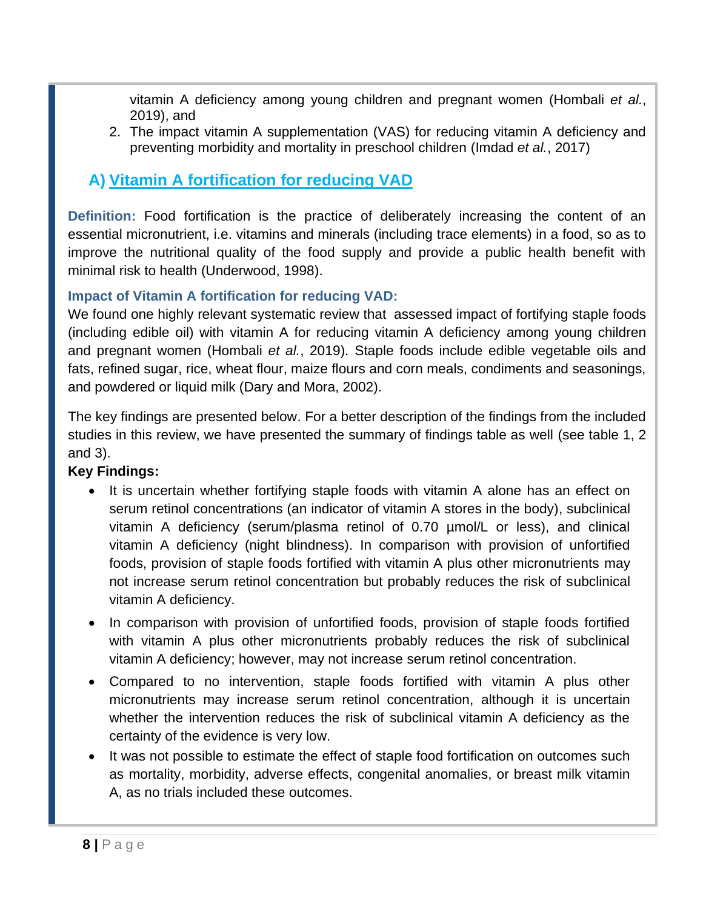vitamin A deficiency among young children and pregnant women (Hombali *et al.*, 2019), and

2. The impact vitamin A supplementation (VAS) for reducing vitamin A deficiency and preventing morbidity and mortality in preschool children (Imdad *et al.*, 2017)

## A) Vitamin A fortification for reducing VAD

**Definition:** Food fortification is the practice of deliberately increasing the content of an essential micronutrient, i.e. vitamins and minerals (including trace elements) in a food, so as to improve the nutritional quality of the food supply and provide a public health benefit with minimal risk to health (Underwood, 1998).

### Impact of Vitamin A fortification for reducing VAD:

We found one highly relevant systematic review that assessed impact of fortifying staple foods (including edible oil) with vitamin A for reducing vitamin A deficiency among young children and pregnant women (Hombali *et al.*, 2019). Staple foods include edible vegetable oils and fats, refined sugar, rice, wheat flour, maize flours and corn meals, condiments and seasonings, and powdered or liquid milk (Dary and Mora, 2002).

The key findings are presented below. For a better description of the findings from the included studies in this review, we have presented the summary of findings table as well (see table 1, 2 and 3).

**Key Findings:**

- It is uncertain whether fortifying staple foods with vitamin A alone has an effect on serum retinol concentrations (an indicator of vitamin A stores in the body), subclinical vitamin A deficiency (serum/plasma retinol of 0.70 µmol/L or less), and clinical vitamin A deficiency (night blindness). In comparison with provision of unfortified foods, provision of staple foods fortified with vitamin A plus other micronutrients may not increase serum retinol concentration but probably reduces the risk of subclinical vitamin A deficiency.
- In comparison with provision of unfortified foods, provision of staple foods fortified with vitamin A plus other micronutrients probably reduces the risk of subclinical vitamin A deficiency; however, may not increase serum retinol concentration.
- Compared to no intervention, staple foods fortified with vitamin A plus other micronutrients may increase serum retinol concentration, although it is uncertain whether the intervention reduces the risk of subclinical vitamin A deficiency as the certainty of the evidence is very low.
- It was not possible to estimate the effect of staple food fortification on outcomes such as mortality, morbidity, adverse effects, congenital anomalies, or breast milk vitamin A, as no trials included these outcomes.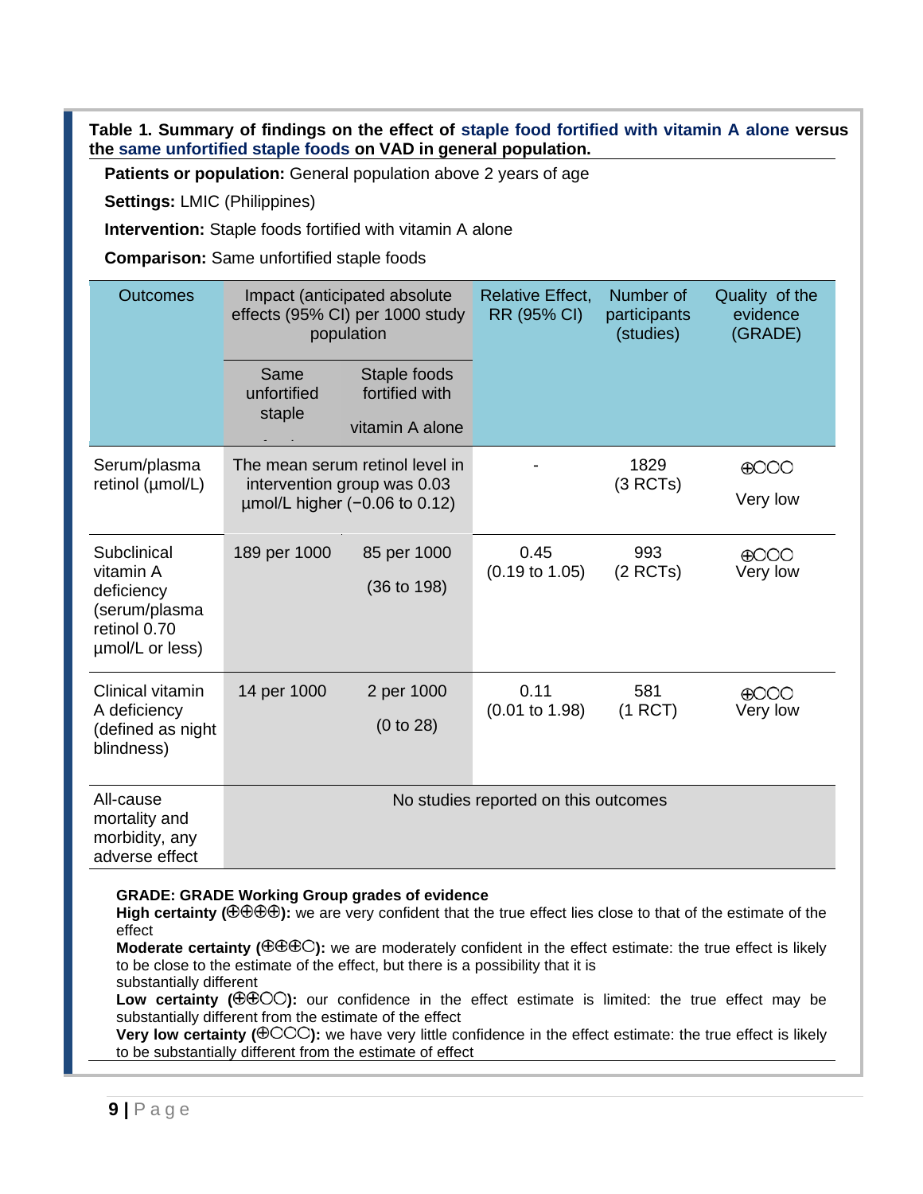**Table 1. Summary of findings on the effect of staple food fortified with vitamin A alone versus the same unfortified staple foods on VAD in general population.**

**Patients or population:** General population above 2 years of age

**Settings:** LMIC (Philippines)

**Intervention:** Staple foods fortified with vitamin A alone

**Comparison:** Same unfortified staple foods

| Outcomes | Impact (anticipated absolute effects (95% CI) per 1000 study population | | Relative Effect, RR (95% CI) | Number of participants (studies) | Quality of the evidence (GRADE) |
|---|---|---|---|---|---|
| | Same unfortified staple | Staple foods fortified with vitamin A alone | | | |
| Serum/plasma retinol (μmol/L) | The mean serum retinol level in intervention group was 0.03 μmol/L higher (−0.06 to 0.12) | | - | 1829 (3 RCTs) | ⊕○○○ Very low |
| Subclinical vitamin A deficiency (serum/plasma retinol 0.70 μmol/L or less) | 189 per 1000 | 85 per 1000 (36 to 198) | 0.45 (0.19 to 1.05) | 993 (2 RCTs) | ⊕○○○ Very low |
| Clinical vitamin A deficiency (defined as night blindness) | 14 per 1000 | 2 per 1000 (0 to 28) | 0.11 (0.01 to 1.98) | 581 (1 RCT) | ⊕○○○ Very low |
| All-cause mortality and morbidity, any adverse effect | No studies reported on this outcomes | | | | |

**GRADE: GRADE Working Group grades of evidence**
**High certainty (⊕⊕⊕⊕):** we are very confident that the true effect lies close to that of the estimate of the effect
**Moderate certainty (⊕⊕⊕○):** we are moderately confident in the effect estimate: the true effect is likely to be close to the estimate of the effect, but there is a possibility that it is substantially different
**Low certainty (⊕⊕○○):** our confidence in the effect estimate is limited: the true effect may be substantially different from the estimate of the effect
**Very low certainty (⊕○○○):** we have very little confidence in the effect estimate: the true effect is likely to be substantially different from the estimate of effect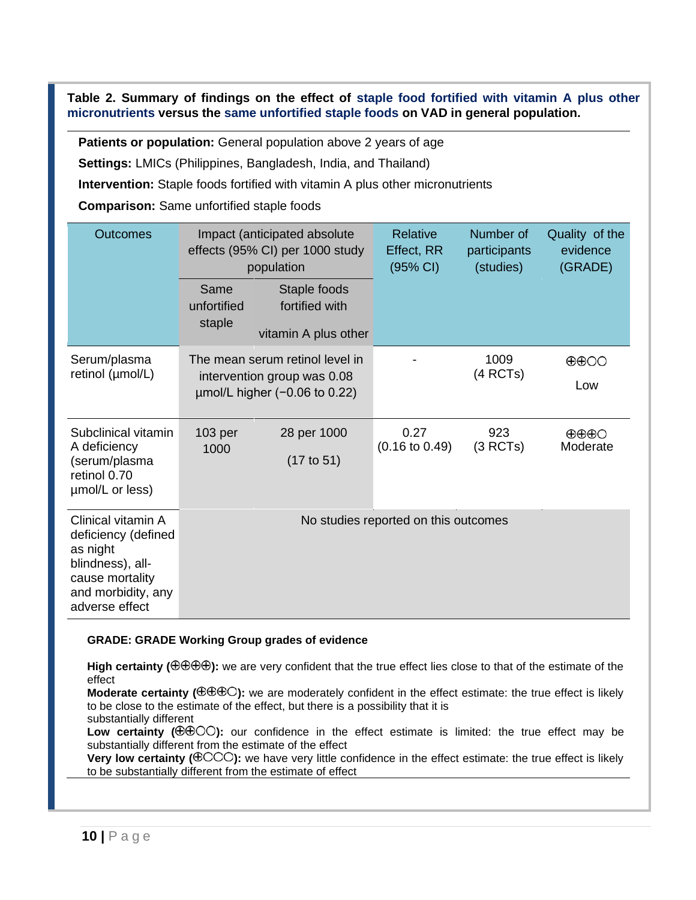**Table 2. Summary of findings on the effect of staple food fortified with vitamin A plus other micronutrients versus the same unfortified staple foods on VAD in general population.**

**Patients or population:** General population above 2 years of age

**Settings:** LMICs (Philippines, Bangladesh, India, and Thailand)

**Intervention:** Staple foods fortified with vitamin A plus other micronutrients

**Comparison:** Same unfortified staple foods

| Outcomes | Impact (anticipated absolute effects (95% CI) per 1000 study population | | Relative Effect, RR (95% CI) | Number of participants (studies) | Quality of the evidence (GRADE) |
|---|---|---|---|---|---|
| | Same unfortified staple | Staple foods fortified with vitamin A plus other | | | |
| Serum/plasma retinol (µmol/L) | The mean serum retinol level in intervention group was 0.08 µmol/L higher (−0.06 to 0.22) | | - | 1009 (4 RCTs) | ⊕⊕○○ Low |
| Subclinical vitamin A deficiency (serum/plasma retinol 0.70 µmol/L or less) | 103 per 1000 | 28 per 1000 (17 to 51) | 0.27 (0.16 to 0.49) | 923 (3 RCTs) | ⊕⊕⊕○ Moderate |
| Clinical vitamin A deficiency (defined as night blindness), all-cause mortality and morbidity, any adverse effect | No studies reported on this outcomes | | | | |

**GRADE: GRADE Working Group grades of evidence**

**High certainty (⊕⊕⊕⊕):** we are very confident that the true effect lies close to that of the estimate of the effect

**Moderate certainty (⊕⊕⊕○):** we are moderately confident in the effect estimate: the true effect is likely to be close to the estimate of the effect, but there is a possibility that it is substantially different

**Low certainty (⊕⊕○○):** our confidence in the effect estimate is limited: the true effect may be substantially different from the estimate of the effect

**Very low certainty (⊕○○○):** we have very little confidence in the effect estimate: the true effect is likely to be substantially different from the estimate of effect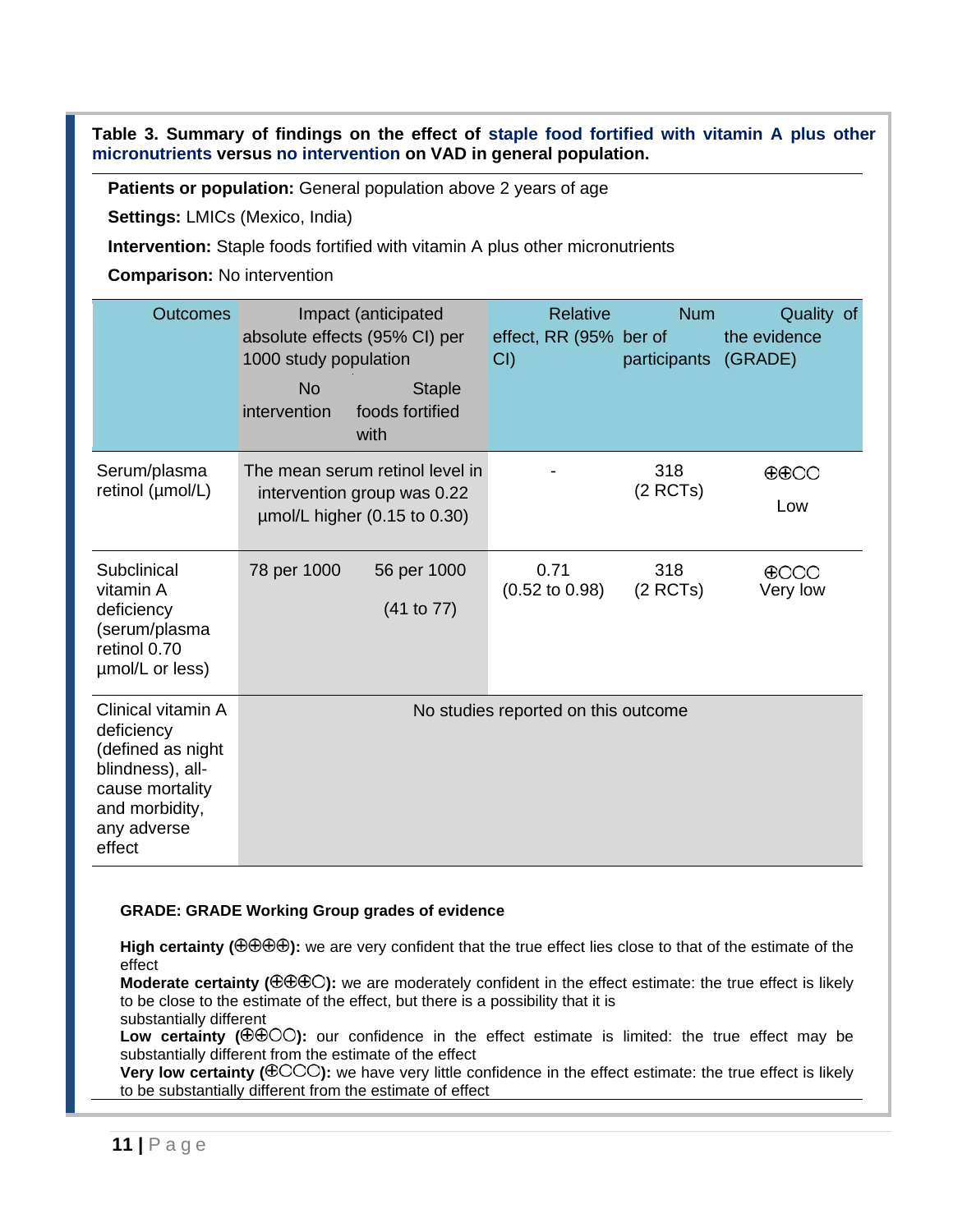**Table 3. Summary of findings on the effect of staple food fortified with vitamin A plus other micronutrients versus no intervention on VAD in general population.**

**Patients or population:** General population above 2 years of age

**Settings:** LMICs (Mexico, India)

**Intervention:** Staple foods fortified with vitamin A plus other micronutrients

**Comparison:** No intervention

| Outcomes | Impact (anticipated absolute effects (95% CI) per 1000 study population | | Relative effect, RR (95% CI) | Number of participants | Quality of the evidence (GRADE) |
|---|---|---|---|---|---|
| | No intervention | Staple foods fortified with | | | |
| Serum/plasma retinol (µmol/L) | The mean serum retinol level in intervention group was 0.22 µmol/L higher (0.15 to 0.30) | | - | 318 (2 RCTs) | ⊕⊕○○ Low |
| Subclinical vitamin A deficiency (serum/plasma retinol 0.70 µmol/L or less) | 78 per 1000 | 56 per 1000 (41 to 77) | 0.71 (0.52 to 0.98) | 318 (2 RCTs) | ⊕○○○ Very low |
| Clinical vitamin A deficiency (defined as night blindness), all-cause mortality and morbidity, any adverse effect | No studies reported on this outcome | | | | |

**GRADE: GRADE Working Group grades of evidence**

**High certainty (⊕⊕⊕⊕):** we are very confident that the true effect lies close to that of the estimate of the effect
**Moderate certainty (⊕⊕⊕○):** we are moderately confident in the effect estimate: the true effect is likely to be close to the estimate of the effect, but there is a possibility that it is substantially different
**Low certainty (⊕⊕○○):** our confidence in the effect estimate is limited: the true effect may be substantially different from the estimate of the effect
**Very low certainty (⊕○○○):** we have very little confidence in the effect estimate: the true effect is likely to be substantially different from the estimate of effect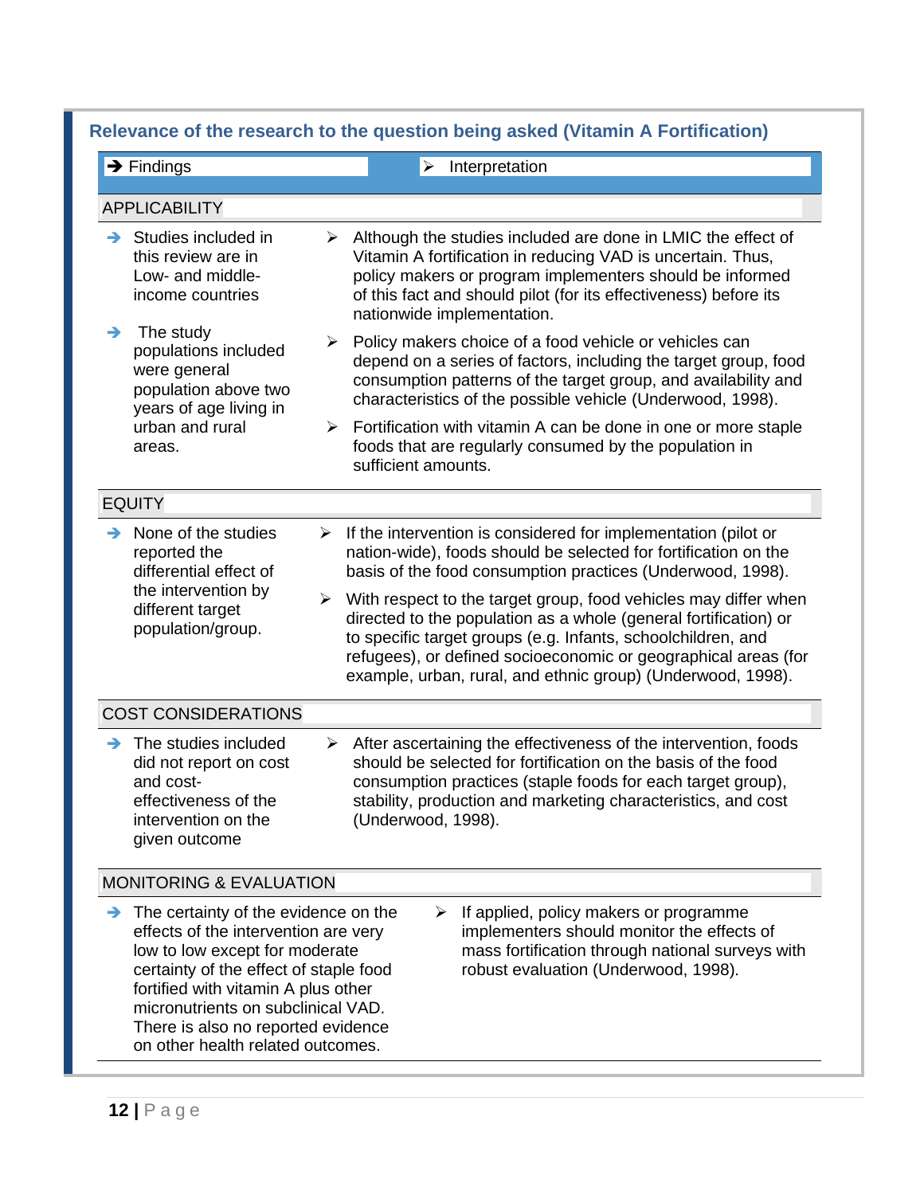### Relevance of the research to the question being asked (Vitamin A Fortification)

| Findings | Interpretation |
|---|---|
| **APPLICABILITY** | |
| Studies included in this review are in Low- and middle-income countries<br><br>The study populations included were general population above two years of age living in urban and rural areas. | Although the studies included are done in LMIC the effect of Vitamin A fortification in reducing VAD is uncertain. Thus, policy makers or program implementers should be informed of this fact and should pilot (for its effectiveness) before its nationwide implementation.<br><br>Policy makers choice of a food vehicle or vehicles can depend on a series of factors, including the target group, food consumption patterns of the target group, and availability and characteristics of the possible vehicle (Underwood, 1998).<br><br>Fortification with vitamin A can be done in one or more staple foods that are regularly consumed by the population in sufficient amounts. |
| **EQUITY** | |
| None of the studies reported the differential effect of the intervention by different target population/group. | If the intervention is considered for implementation (pilot or nation-wide), foods should be selected for fortification on the basis of the food consumption practices (Underwood, 1998).<br><br>With respect to the target group, food vehicles may differ when directed to the population as a whole (general fortification) or to specific target groups (e.g. Infants, schoolchildren, and refugees), or defined socioeconomic or geographical areas (for example, urban, rural, and ethnic group) (Underwood, 1998). |
| **COST CONSIDERATIONS** | |
| The studies included did not report on cost and cost-effectiveness of the intervention on the given outcome | After ascertaining the effectiveness of the intervention, foods should be selected for fortification on the basis of the food consumption practices (staple foods for each target group), stability, production and marketing characteristics, and cost (Underwood, 1998). |
| **MONITORING & EVALUATION** | |
| The certainty of the evidence on the effects of the intervention are very low to low except for moderate certainty of the effect of staple food fortified with vitamin A plus other micronutrients on subclinical VAD. There is also no reported evidence on other health related outcomes. | If applied, policy makers or programme implementers should monitor the effects of mass fortification through national surveys with robust evaluation (Underwood, 1998). |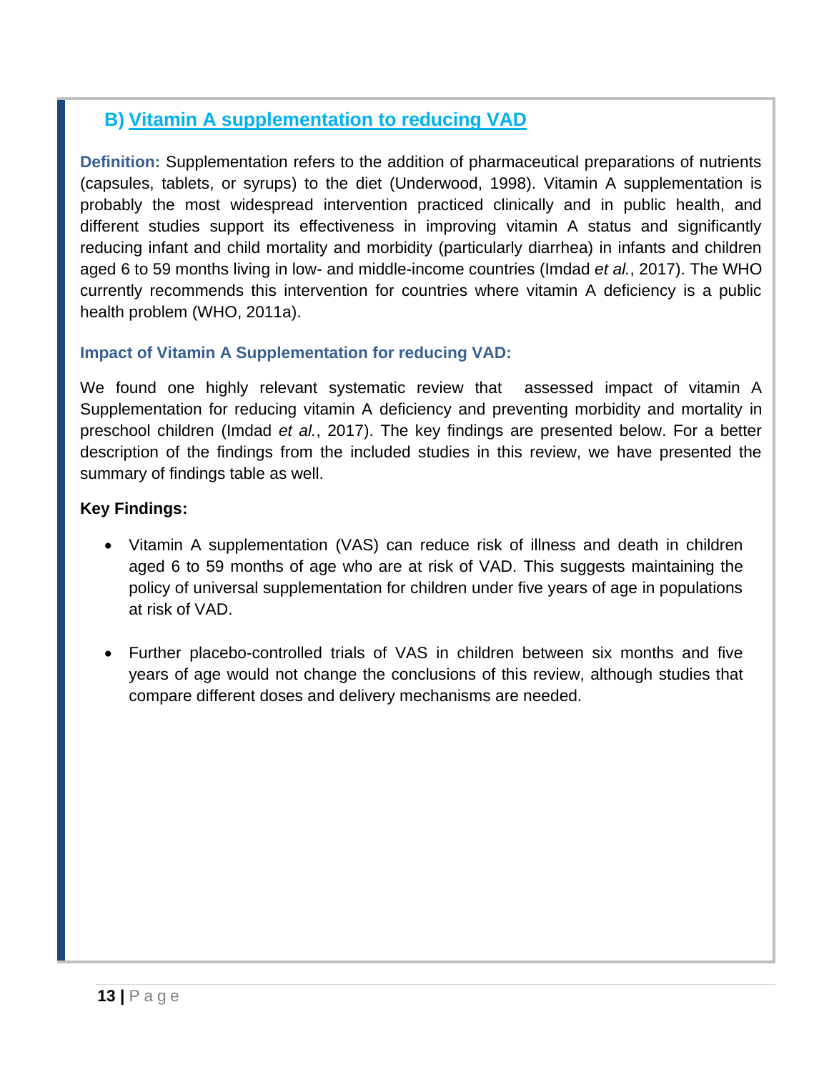## B) Vitamin A supplementation to reducing VAD

**Definition:** Supplementation refers to the addition of pharmaceutical preparations of nutrients (capsules, tablets, or syrups) to the diet (Underwood, 1998). Vitamin A supplementation is probably the most widespread intervention practiced clinically and in public health, and different studies support its effectiveness in improving vitamin A status and significantly reducing infant and child mortality and morbidity (particularly diarrhea) in infants and children aged 6 to 59 months living in low- and middle-income countries (Imdad *et al.*, 2017). The WHO currently recommends this intervention for countries where vitamin A deficiency is a public health problem (WHO, 2011a).

### Impact of Vitamin A Supplementation for reducing VAD:

We found one highly relevant systematic review that assessed impact of vitamin A Supplementation for reducing vitamin A deficiency and preventing morbidity and mortality in preschool children (Imdad *et al.*, 2017). The key findings are presented below. For a better description of the findings from the included studies in this review, we have presented the summary of findings table as well.

**Key Findings:**

- Vitamin A supplementation (VAS) can reduce risk of illness and death in children aged 6 to 59 months of age who are at risk of VAD. This suggests maintaining the policy of universal supplementation for children under five years of age in populations at risk of VAD.
- Further placebo-controlled trials of VAS in children between six months and five years of age would not change the conclusions of this review, although studies that compare different doses and delivery mechanisms are needed.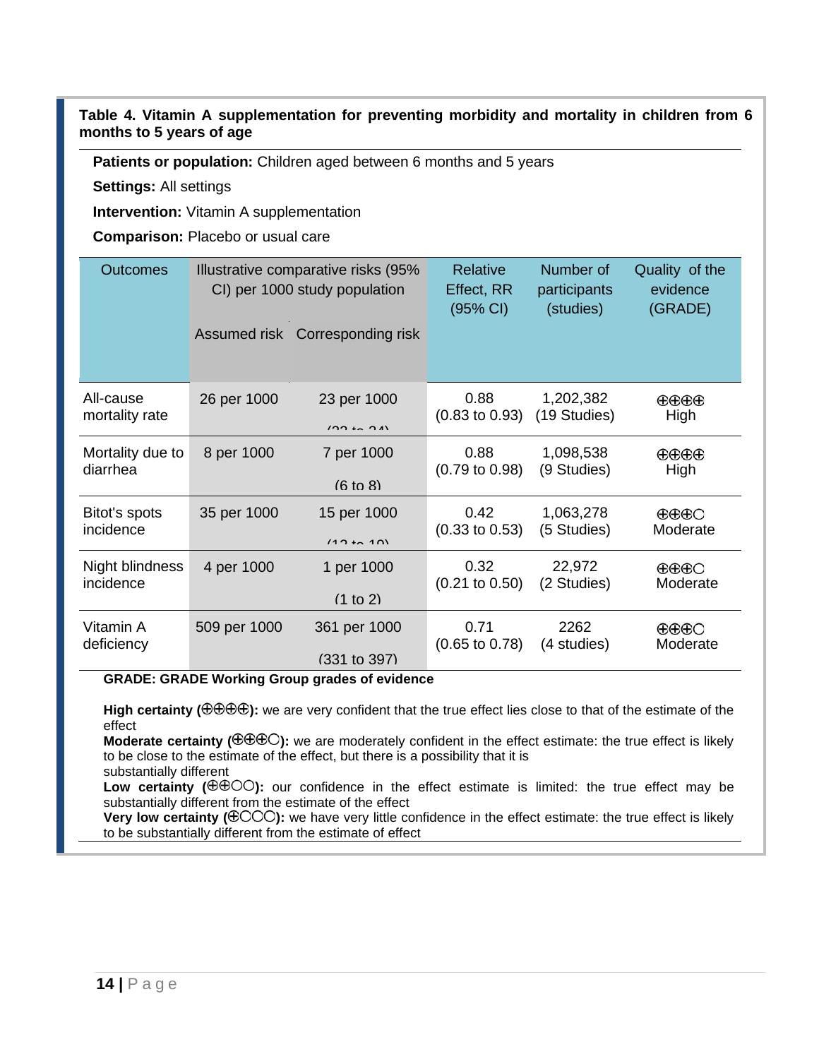**Table 4. Vitamin A supplementation for preventing morbidity and mortality in children from 6 months to 5 years of age**

**Patients or population:** Children aged between 6 months and 5 years

**Settings:** All settings

**Intervention:** Vitamin A supplementation

**Comparison:** Placebo or usual care

| Outcomes | Illustrative comparative risks (95% CI) per 1000 study population | | Relative Effect, RR (95% CI) | Number of participants (studies) | Quality of the evidence (GRADE) |
|---|---|---|---|---|---|
| | Assumed risk | Corresponding risk | | | |
| All-cause mortality rate | 26 per 1000 | 23 per 1000 (22 to 24) | 0.88 (0.83 to 0.93) | 1,202,382 (19 Studies) | ⊕⊕⊕⊕ High |
| Mortality due to diarrhea | 8 per 1000 | 7 per 1000 (6 to 8) | 0.88 (0.79 to 0.98) | 1,098,538 (9 Studies) | ⊕⊕⊕⊕ High |
| Bitot's spots incidence | 35 per 1000 | 15 per 1000 (12 to 19) | 0.42 (0.33 to 0.53) | 1,063,278 (5 Studies) | ⊕⊕⊕○ Moderate |
| Night blindness incidence | 4 per 1000 | 1 per 1000 (1 to 2) | 0.32 (0.21 to 0.50) | 22,972 (2 Studies) | ⊕⊕⊕○ Moderate |
| Vitamin A deficiency | 509 per 1000 | 361 per 1000 (331 to 397) | 0.71 (0.65 to 0.78) | 2262 (4 studies) | ⊕⊕⊕○ Moderate |

**GRADE: GRADE Working Group grades of evidence**

**High certainty (⊕⊕⊕⊕):** we are very confident that the true effect lies close to that of the estimate of the effect
**Moderate certainty (⊕⊕⊕○):** we are moderately confident in the effect estimate: the true effect is likely to be close to the estimate of the effect, but there is a possibility that it is substantially different
**Low certainty (⊕⊕○○):** our confidence in the effect estimate is limited: the true effect may be substantially different from the estimate of the effect
**Very low certainty (⊕○○○):** we have very little confidence in the effect estimate: the true effect is likely to be substantially different from the estimate of effect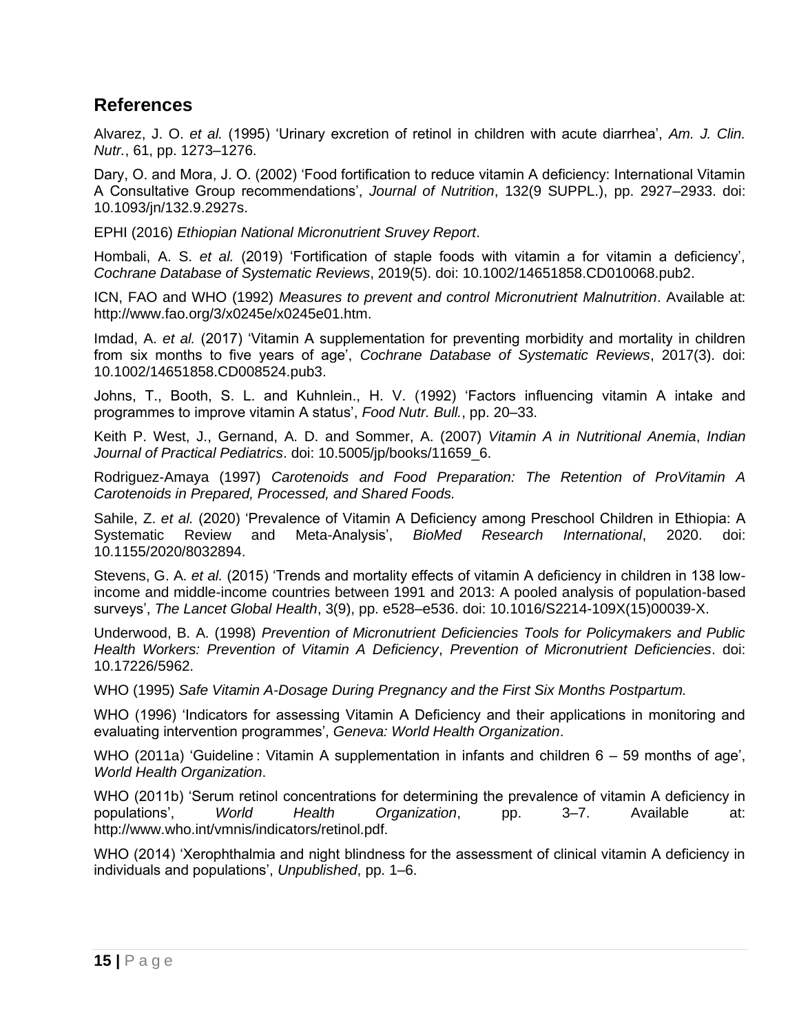## References

Alvarez, J. O. *et al.* (1995) 'Urinary excretion of retinol in children with acute diarrhea', *Am. J. Clin. Nutr.*, 61, pp. 1273–1276.

Dary, O. and Mora, J. O. (2002) 'Food fortification to reduce vitamin A deficiency: International Vitamin A Consultative Group recommendations', *Journal of Nutrition*, 132(9 SUPPL.), pp. 2927–2933. doi: 10.1093/jn/132.9.2927s.

EPHI (2016) *Ethiopian National Micronutrient Sruvey Report*.

Hombali, A. S. *et al.* (2019) 'Fortification of staple foods with vitamin a for vitamin a deficiency', *Cochrane Database of Systematic Reviews*, 2019(5). doi: 10.1002/14651858.CD010068.pub2.

ICN, FAO and WHO (1992) *Measures to prevent and control Micronutrient Malnutrition*. Available at: http://www.fao.org/3/x0245e/x0245e01.htm.

Imdad, A. *et al.* (2017) 'Vitamin A supplementation for preventing morbidity and mortality in children from six months to five years of age', *Cochrane Database of Systematic Reviews*, 2017(3). doi: 10.1002/14651858.CD008524.pub3.

Johns, T., Booth, S. L. and Kuhnlein., H. V. (1992) 'Factors influencing vitamin A intake and programmes to improve vitamin A status', *Food Nutr. Bull.*, pp. 20–33.

Keith P. West, J., Gernand, A. D. and Sommer, A. (2007) *Vitamin A in Nutritional Anemia*, *Indian Journal of Practical Pediatrics*. doi: 10.5005/jp/books/11659_6.

Rodriguez-Amaya (1997) *Carotenoids and Food Preparation: The Retention of ProVitamin A Carotenoids in Prepared, Processed, and Shared Foods.*

Sahile, Z. *et al.* (2020) 'Prevalence of Vitamin A Deficiency among Preschool Children in Ethiopia: A Systematic Review and Meta-Analysis', *BioMed Research International*, 2020. doi: 10.1155/2020/8032894.

Stevens, G. A. *et al.* (2015) 'Trends and mortality effects of vitamin A deficiency in children in 138 low-income and middle-income countries between 1991 and 2013: A pooled analysis of population-based surveys', *The Lancet Global Health*, 3(9), pp. e528–e536. doi: 10.1016/S2214-109X(15)00039-X.

Underwood, B. A. (1998) *Prevention of Micronutrient Deficiencies Tools for Policymakers and Public Health Workers: Prevention of Vitamin A Deficiency*, *Prevention of Micronutrient Deficiencies*. doi: 10.17226/5962.

WHO (1995) *Safe Vitamin A-Dosage During Pregnancy and the First Six Months Postpartum.*

WHO (1996) 'Indicators for assessing Vitamin A Deficiency and their applications in monitoring and evaluating intervention programmes', *Geneva: World Health Organization*.

WHO (2011a) 'Guideline : Vitamin A supplementation in infants and children 6 – 59 months of age', *World Health Organization*.

WHO (2011b) 'Serum retinol concentrations for determining the prevalence of vitamin A deficiency in populations', *World Health Organization*, pp. 3–7. Available at: http://www.who.int/vmnis/indicators/retinol.pdf.

WHO (2014) 'Xerophthalmia and night blindness for the assessment of clinical vitamin A deficiency in individuals and populations', *Unpublished*, pp. 1–6.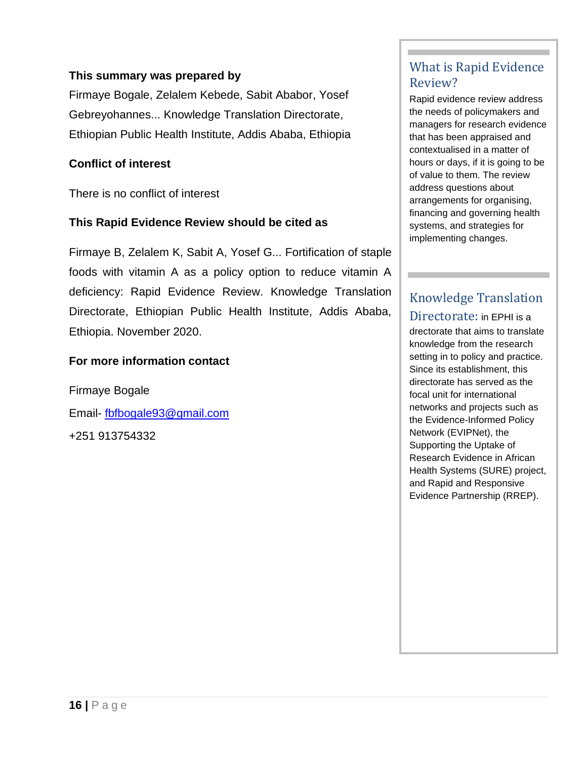**This summary was prepared by**

Firmaye Bogale, Zelalem Kebede, Sabit Ababor, Yosef Gebreyohannes... Knowledge Translation Directorate, Ethiopian Public Health Institute, Addis Ababa, Ethiopia

**Conflict of interest**

There is no conflict of interest

**This Rapid Evidence Review should be cited as**

Firmaye B, Zelalem K, Sabit A, Yosef G... Fortification of staple foods with vitamin A as a policy option to reduce vitamin A deficiency: Rapid Evidence Review. Knowledge Translation Directorate, Ethiopian Public Health Institute, Addis Ababa, Ethiopia. November 2020.

**For more information contact**

Firmaye Bogale

Email- fbfbogale93@gmail.com

+251 913754332

## What is Rapid Evidence Review?

Rapid evidence review address the needs of policymakers and managers for research evidence that has been appraised and contextualised in a matter of hours or days, if it is going to be of value to them. The review address questions about arrangements for organising, financing and governing health systems, and strategies for implementing changes.

## Knowledge Translation Directorate:

in EPHI is a drectorate that aims to translate knowledge from the research setting in to policy and practice. Since its establishment, this directorate has served as the focal unit for international networks and projects such as the Evidence-Informed Policy Network (EVIPNet), the Supporting the Uptake of Research Evidence in African Health Systems (SURE) project, and Rapid and Responsive Evidence Partnership (RREP).